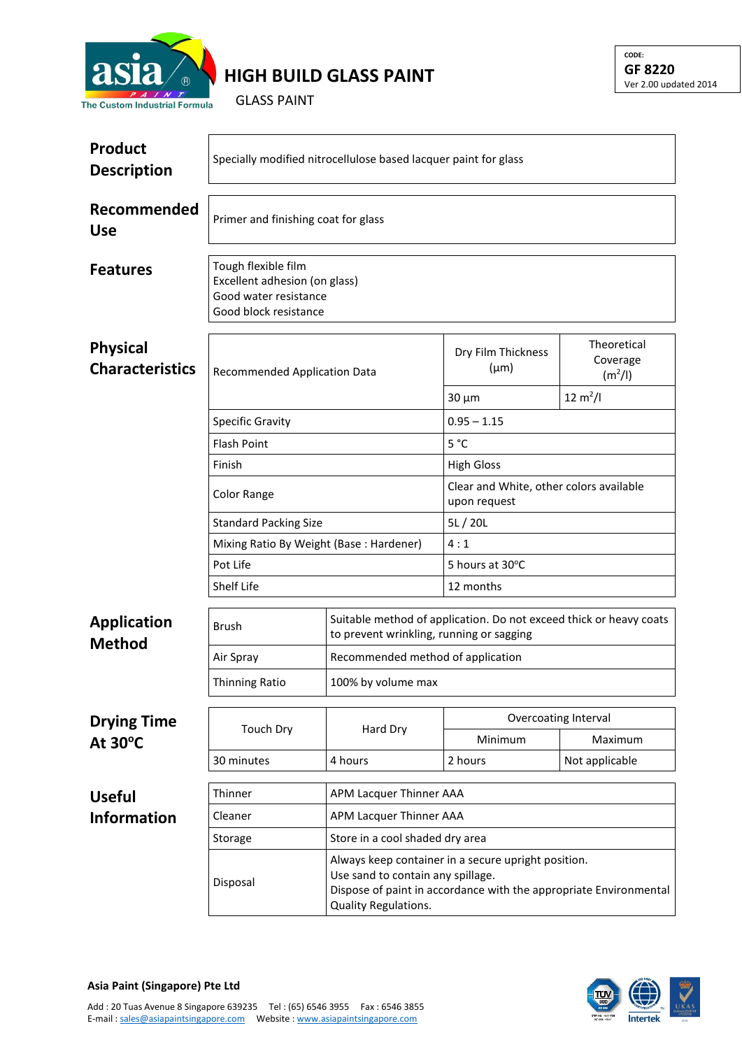# HIGH BUILD GLASS PAINT

GLASS PAINT

CODE:
**GF 8220**
Ver 2.00 updated 2014

## Product Description

Specially modified nitrocellulose based lacquer paint for glass

## Recommended Use

Primer and finishing coat for glass

## Features

Tough flexible film
Excellent adhesion (on glass)
Good water resistance
Good block resistance

## Physical Characteristics

| Recommended Application Data | Dry Film Thickness (µm) | Theoretical Coverage ($m^2$/l) |
|---|---|---|
| | 30 µm | 12 $m^2$/l |
| Specific Gravity | 0.95 – 1.15 | |
| Flash Point | 5 °C | |
| Finish | High Gloss | |
| Color Range | Clear and White, other colors available upon request | |
| Standard Packing Size | 5L / 20L | |
| Mixing Ratio By Weight (Base : Hardener) | 4 : 1 | |
| Pot Life | 5 hours at 30°C | |
| Shelf Life | 12 months | |

## Application Method

| | |
|---|---|
| Brush | Suitable method of application. Do not exceed thick or heavy coats to prevent wrinkling, running or sagging |
| Air Spray | Recommended method of application |
| Thinning Ratio | 100% by volume max |

## Drying Time At 30°C

| Touch Dry | Hard Dry | Overcoating Interval | |
|---|---|---|---|
| | | Minimum | Maximum |
| 30 minutes | 4 hours | 2 hours | Not applicable |

## Useful Information

| | |
|---|---|
| Thinner | APM Lacquer Thinner AAA |
| Cleaner | APM Lacquer Thinner AAA |
| Storage | Store in a cool shaded dry area |
| Disposal | Always keep container in a secure upright position.<br>Use sand to contain any spillage.<br>Dispose of paint in accordance with the appropriate Environmental Quality Regulations. |

**Asia Paint (Singapore) Pte Ltd**

Add : 20 Tuas Avenue 8 Singapore 639235 Tel : (65) 6546 3955 Fax : 6546 3855
E-mail : sales@asiapaintsingapore.com Website : www.asiapaintsingapore.com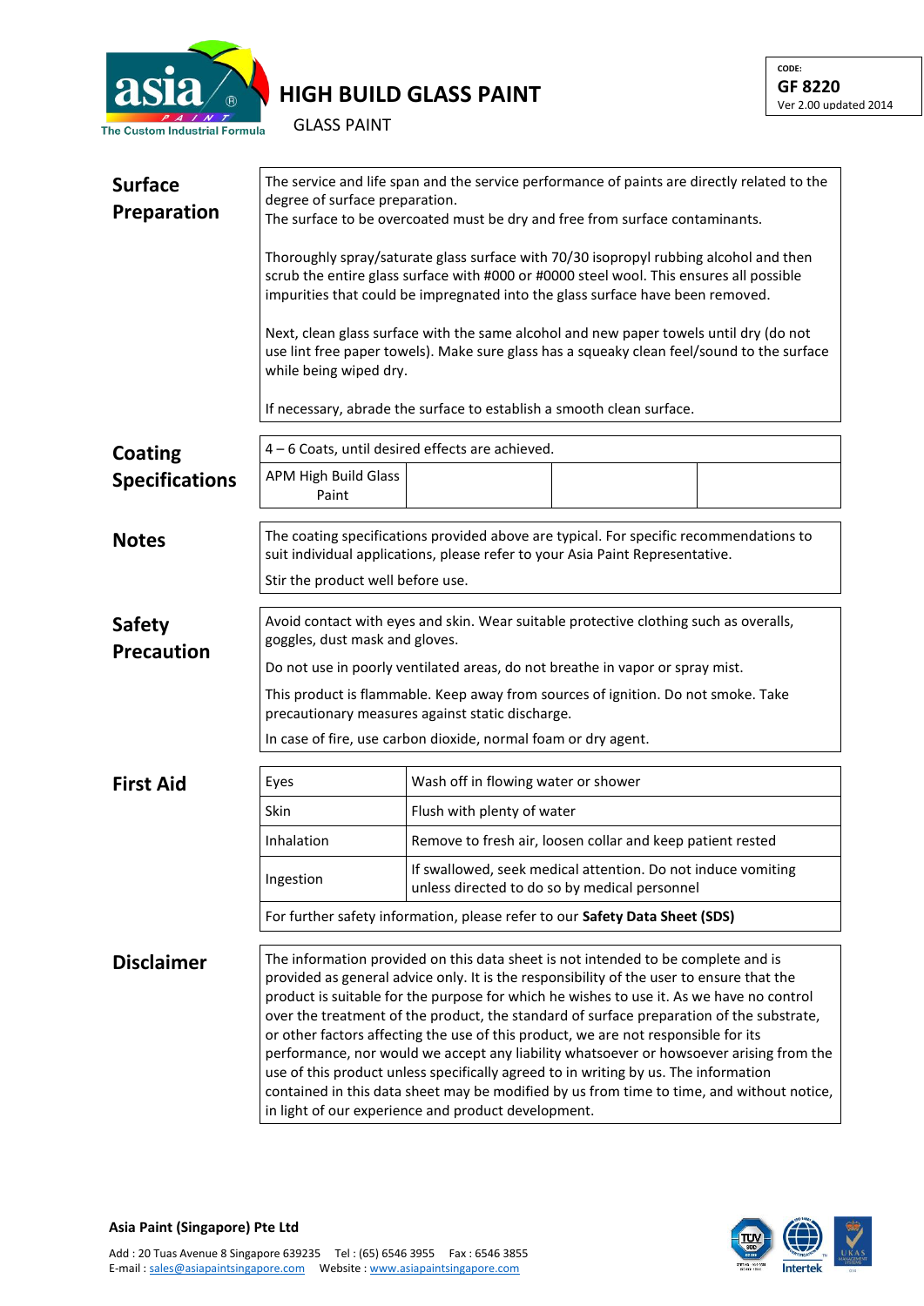# HIGH BUILD GLASS PAINT

GLASS PAINT

**CODE:**
**GF 8220**
Ver 2.00 updated 2014

## Surface Preparation

The service and life span and the service performance of paints are directly related to the degree of surface preparation.
The surface to be overcoated must be dry and free from surface contaminants.

Thoroughly spray/saturate glass surface with 70/30 isopropyl rubbing alcohol and then scrub the entire glass surface with #000 or #0000 steel wool. This ensures all possible impurities that could be impregnated into the glass surface have been removed.

Next, clean glass surface with the same alcohol and new paper towels until dry (do not use lint free paper towels). Make sure glass has a squeaky clean feel/sound to the surface while being wiped dry.

If necessary, abrade the surface to establish a smooth clean surface.

## Coating Specifications

| 4 – 6 Coats, until desired effects are achieved. | | | |
|---|---|---|---|
| APM High Build Glass Paint | | | |

## Notes

The coating specifications provided above are typical. For specific recommendations to suit individual applications, please refer to your Asia Paint Representative.

Stir the product well before use.

## Safety Precaution

Avoid contact with eyes and skin. Wear suitable protective clothing such as overalls, goggles, dust mask and gloves.

Do not use in poorly ventilated areas, do not breathe in vapor or spray mist.

This product is flammable. Keep away from sources of ignition. Do not smoke. Take precautionary measures against static discharge.

In case of fire, use carbon dioxide, normal foam or dry agent.

## First Aid

| | |
|---|---|
| Eyes | Wash off in flowing water or shower |
| Skin | Flush with plenty of water |
| Inhalation | Remove to fresh air, loosen collar and keep patient rested |
| Ingestion | If swallowed, seek medical attention. Do not induce vomiting unless directed to do so by medical personnel |
| For further safety information, please refer to our **Safety Data Sheet (SDS)** | |

## Disclaimer

The information provided on this data sheet is not intended to be complete and is provided as general advice only. It is the responsibility of the user to ensure that the product is suitable for the purpose for which he wishes to use it. As we have no control over the treatment of the product, the standard of surface preparation of the substrate, or other factors affecting the use of this product, we are not responsible for its performance, nor would we accept any liability whatsoever or howsoever arising from the use of this product unless specifically agreed to in writing by us. The information contained in this data sheet may be modified by us from time to time, and without notice, in light of our experience and product development.

**Asia Paint (Singapore) Pte Ltd**

Add : 20 Tuas Avenue 8 Singapore 639235 Tel : (65) 6546 3955 Fax : 6546 3855
E-mail : sales@asiapaintsingapore.com Website : www.asiapaintsingapore.com